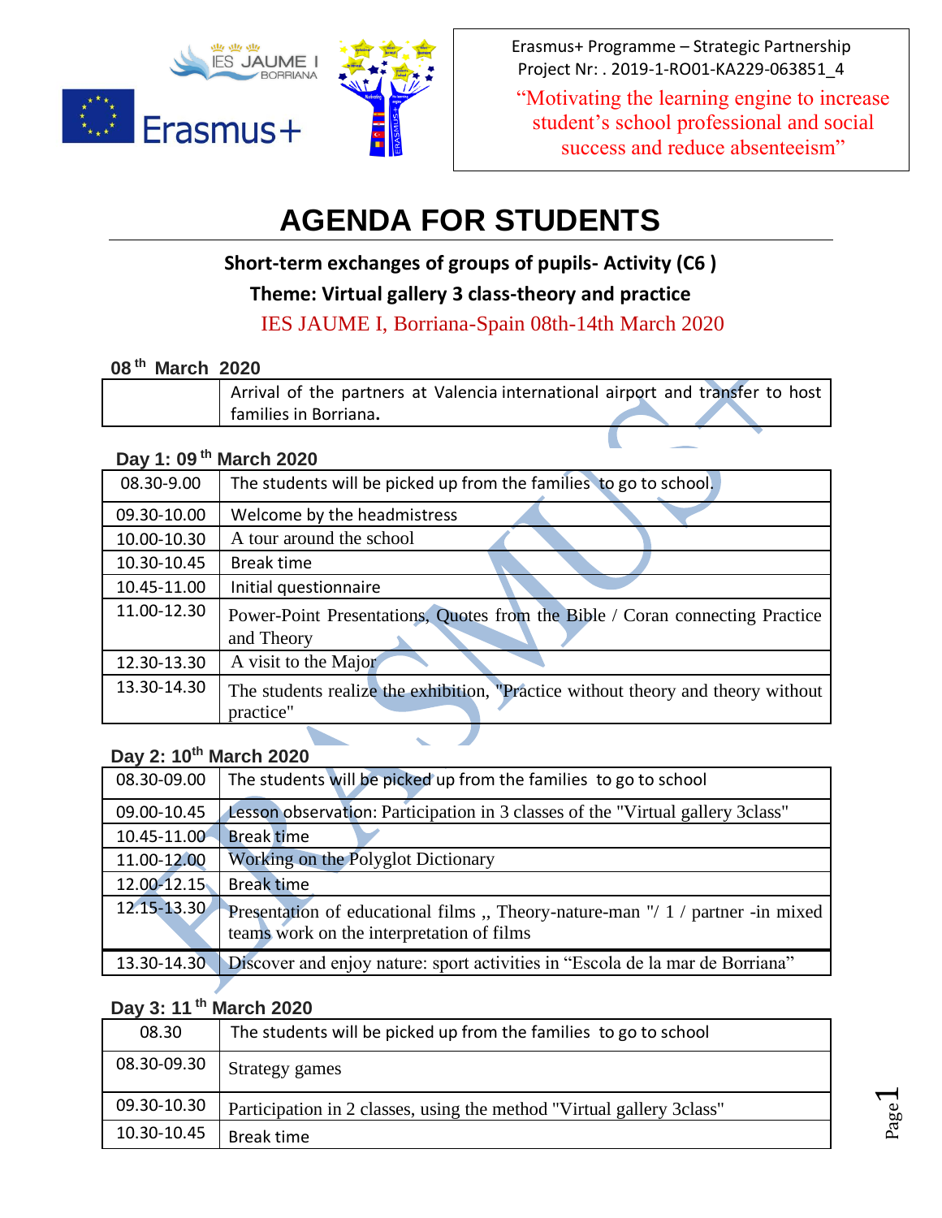Erasmus+ Programme – Strategic Partnership
Project Nr: . 2019-1-RO01-KA229-063851_4

"Motivating the learning engine to increase student's school professional and social success and reduce absenteeism"

# AGENDA FOR STUDENTS

**Short-term exchanges of groups of pupils- Activity (C6 )**

**Theme: Virtual gallery 3 class-theory and practice**

IES JAUME I, Borriana-Spain 08th-14th March 2020

### 08th March 2020

| | |
|---|---|
| | Arrival of the partners at Valencia international airport and transfer to host families in Borriana**.** |

### Day 1: 09th March 2020

| | |
|---|---|
| 08.30-9.00 | The students will be picked up from the families to go to school. |
| 09.30-10.00 | Welcome by the headmistress |
| 10.00-10.30 | A tour around the school |
| 10.30-10.45 | Break time |
| 10.45-11.00 | Initial questionnaire |
| 11.00-12.30 | Power-Point Presentations, Quotes from the Bible / Coran connecting Practice and Theory |
| 12.30-13.30 | A visit to the Major |
| 13.30-14.30 | The students realize the exhibition, "Practice without theory and theory without practice" |

### Day 2: 10th March 2020

| | |
|---|---|
| 08.30-09.00 | The students will be picked up from the families to go to school |
| 09.00-10.45 | Lesson observation: Participation in 3 classes of the "Virtual gallery 3class" |
| 10.45-11.00 | Break time |
| 11.00-12.00 | Working on the Polyglot Dictionary |
| 12.00-12.15 | Break time |
| 12.15-13.30 | Presentation of educational films ,, Theory-nature-man "/ 1 / partner -in mixed teams work on the interpretation of films |
| 13.30-14.30 | Discover and enjoy nature: sport activities in "Escola de la mar de Borriana" |

### Day 3: 11th March 2020

| | |
|---|---|
| 08.30 | The students will be picked up from the families to go to school |
| 08.30-09.30 | Strategy games |
| 09.30-10.30 | Participation in 2 classes, using the method "Virtual gallery 3class" |
| 10.30-10.45 | Break time |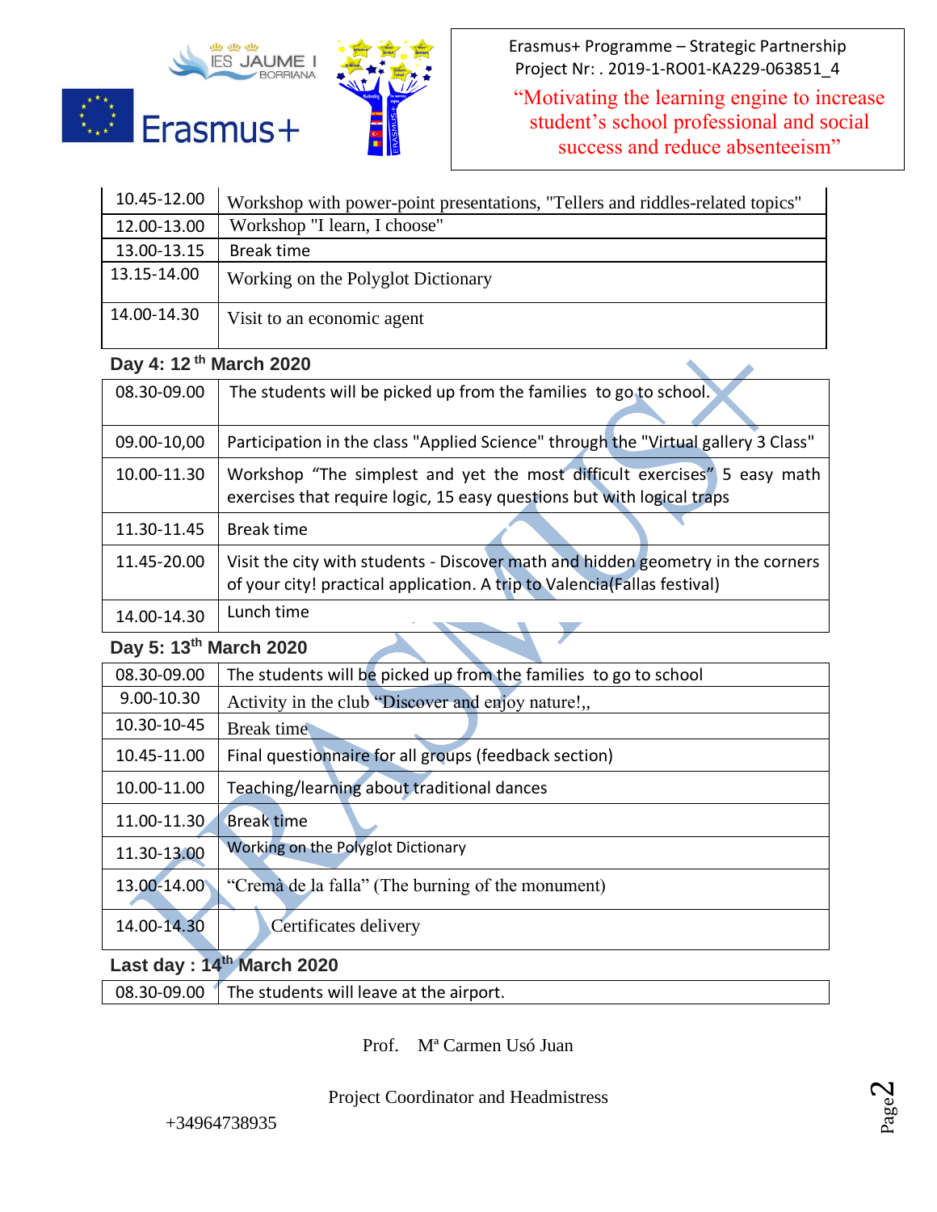| | |
|---|---|
| 10.45-12.00 | Workshop with power-point presentations, "Tellers and riddles-related topics" |
| 12.00-13.00 | Workshop "I learn, I choose" |
| 13.00-13.15 | Break time |
| 13.15-14.00 | Working on the Polyglot Dictionary |
| 14.00-14.30 | Visit to an economic agent |

**Day 4: 12 th March 2020**

| | |
|---|---|
| 08.30-09.00 | The students will be picked up from the families to go to school. |
| 09.00-10,00 | Participation in the class "Applied Science" through the "Virtual gallery 3 Class" |
| 10.00-11.30 | Workshop "The simplest and yet the most difficult exercises" 5 easy math exercises that require logic, 15 easy questions but with logical traps |
| 11.30-11.45 | Break time |
| 11.45-20.00 | Visit the city with students - Discover math and hidden geometry in the corners of your city! practical application. A trip to Valencia(Fallas festival) |
| 14.00-14.30 | Lunch time |

**Day 5: 13th March 2020**

| | |
|---|---|
| 08.30-09.00 | The students will be picked up from the families to go to school |
| 9.00-10.30 | Activity in the club "Discover and enjoy nature!,, |
| 10.30-10-45 | Break time |
| 10.45-11.00 | Final questionnaire for all groups (feedback section) |
| 10.00-11.00 | Teaching/learning about traditional dances |
| 11.00-11.30 | Break time |
| 11.30-13.00 | Working on the Polyglot Dictionary |
| 13.00-14.00 | "Cremà de la falla" (The burning of the monument) |
| 14.00-14.30 | Certificates delivery |

**Last day : 14th March 2020**

| | |
|---|---|
| 08.30-09.00 | The students will leave at the airport. |

Prof. Mª Carmen Usó Juan

Project Coordinator and Headmistress

+34964738935